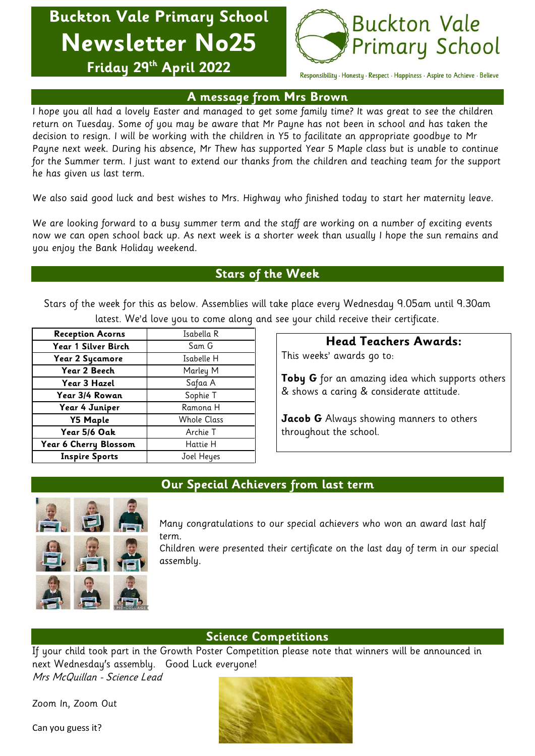# Buckton Vale Primary School
# Newsletter No25
### Friday 29th April 2022

Buckton Vale Primary School

Responsibility · Honesty · Respect · Happiness · Aspire to Achieve · Believe

## A message from Mrs Brown

I hope you all had a lovely Easter and managed to get some family time? It was great to see the children return on Tuesday. Some of you may be aware that Mr Payne has not been in school and has taken the decision to resign. I will be working with the children in Y5 to facilitate an appropriate goodbye to Mr Payne next week. During his absence, Mr Thew has supported Year 5 Maple class but is unable to continue for the Summer term. I just want to extend our thanks from the children and teaching team for the support he has given us last term.

We also said good luck and best wishes to Mrs. Highway who finished today to start her maternity leave.

We are looking forward to a busy summer term and the staff are working on a number of exciting events now we can open school back up. As next week is a shorter week than usually I hope the sun remains and you enjoy the Bank Holiday weekend.

## Stars of the Week

Stars of the week for this as below. Assemblies will take place every Wednesday 9.05am until 9.30am latest. We'd love you to come along and see your child receive their certificate.

| Class | Star |
|---|---|
| **Reception Acorns** | Isabella R |
| **Year 1 Silver Birch** | Sam G |
| **Year 2 Sycamore** | Isabelle H |
| **Year 2 Beech** | Marley M |
| **Year 3 Hazel** | Safaa A |
| **Year 3/4 Rowan** | Sophie T |
| **Year 4 Juniper** | Ramona H |
| **Y5 Maple** | Whole Class |
| **Year 5/6 Oak** | Archie T |
| **Year 6 Cherry Blossom** | Hattie H |
| **Inspire Sports** | Joel Heyes |

### Head Teachers Awards:

This weeks' awards go to:

**Toby G** for an amazing idea which supports others & shows a caring & considerate attitude.

**Jacob G** Always showing manners to others throughout the school.

## Our Special Achievers from last term

Many congratulations to our special achievers who won an award last half term.
Children were presented their certificate on the last day of term in our special assembly.

## Science Competitions

If your child took part in the Growth Poster Competition please note that winners will be announced in next Wednesday's assembly. Good Luck everyone!
*Mrs McQuillan - Science Lead*

Zoom In, Zoom Out

Can you guess it?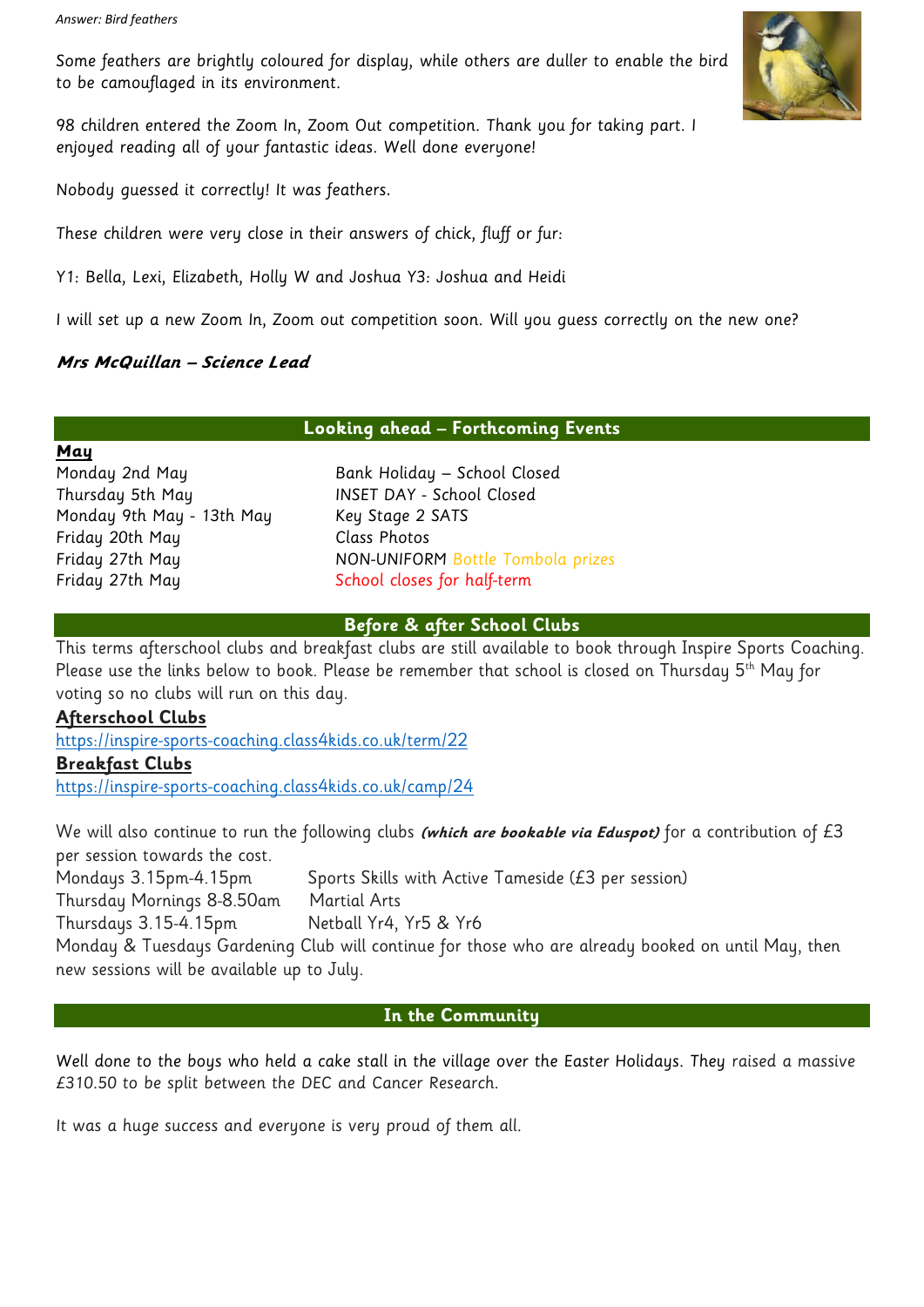*Answer: Bird feathers*

Some feathers are brightly coloured for display, while others are duller to enable the bird to be camouflaged in its environment.

98 children entered the Zoom In, Zoom Out competition. Thank you for taking part. I enjoyed reading all of your fantastic ideas. Well done everyone!

Nobody guessed it correctly! It was feathers.

These children were very close in their answers of chick, fluff or fur:

Y1: Bella, Lexi, Elizabeth, Holly W and Joshua Y3: Joshua and Heidi

I will set up a new Zoom In, Zoom out competition soon. Will you guess correctly on the new one?

***Mrs McQuillan – Science Lead***

## Looking ahead – Forthcoming Events

**May**

| | |
|---|---|
| Monday 2nd May | Bank Holiday – School Closed |
| Thursday 5th May | INSET DAY - School Closed |
| Monday 9th May - 13th May | Key Stage 2 SATS |
| Friday 20th May | Class Photos |
| Friday 27th May | NON-UNIFORM Bottle Tombola prizes |
| Friday 27th May | School closes for half-term |

## Before & after School Clubs

This terms afterschool clubs and breakfast clubs are still available to book through Inspire Sports Coaching. Please use the links below to book. Please be remember that school is closed on Thursday 5th May for voting so no clubs will run on this day.

**Afterschool Clubs**

https://inspire-sports-coaching.class4kids.co.uk/term/22

**Breakfast Clubs**

https://inspire-sports-coaching.class4kids.co.uk/camp/24

We will also continue to run the following clubs ***(which are bookable via Eduspot)*** for a contribution of £3 per session towards the cost.

| | |
|---|---|
| Mondays 3.15pm-4.15pm | Sports Skills with Active Tameside (£3 per session) |
| Thursday Mornings 8-8.50am | Martial Arts |
| Thursdays 3.15-4.15pm | Netball Yr4, Yr5 & Yr6 |

Monday & Tuesdays Gardening Club will continue for those who are already booked on until May, then new sessions will be available up to July.

## In the Community

Well done to the boys who held a cake stall in the village over the Easter Holidays. They raised a massive £310.50 to be split between the DEC and Cancer Research.

It was a huge success and everyone is very proud of them all.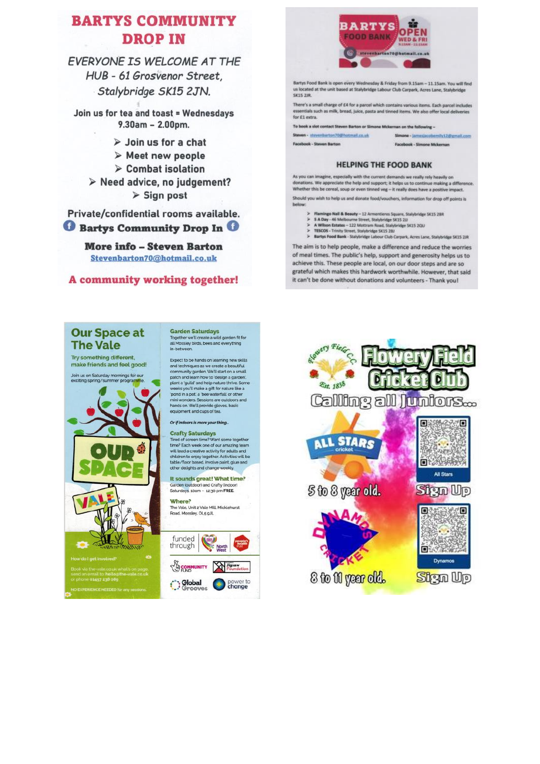# BARTYS COMMUNITY DROP IN

*EVERYONE IS WELCOME AT THE HUB - 61 Grosvenor Street, Stalybridge SK15 2JN.*

Join us for tea and toast = Wednesdays 9.30am – 2.00pm.

- Join us for a chat
- Meet new people
- Combat isolation
- Need advice, no judgement?
- Sign post

Private/confidential rooms available.

**Bartys Community Drop In**

**More info – Steven Barton**

Stevenbarton70@hotmail.co.uk

**A community working together!**

---

# BARTYS FOOD BANK

**OPEN WED & FRI 9:15AM – 11:15AM**

stevenbarton70@hotmail.co.uk

Bartys Food Bank is open every Wednesday & Friday from 9.15am – 11.15am. You will find us located at the unit based at Stalybridge Labour Club Carpark, Acres Lane, Stalybridge SK15 2JR.

There's a small charge of £4 for a parcel which contains various items. Each parcel includes essentials such as milk, bread, juice, pasta and tinned items. We also offer local deliveries for £1 extra.

To book a slot contact Steven Barton or Simone Mckernan on the following –

Steven - stevenbarton70@hotmail.co.uk

Facebook - Steven Barton

Simone - jamesjacobemily12@gmail.com

Facebook - Simone Mckernan

## HELPING THE FOOD BANK

As you can imagine, especially with the current demands we really rely heavily on donations. We appreciate the help and support; it helps us to continue making a difference. Whether this be cereal, soup or even tinned veg – it really does have a positive impact.

Should you wish to help us and donate food/vouchers, information for drop off points is below:

- Flamingo Nail & Beauty – 12 Armentieres Square, Stalybridge SK15 2BR
- S A Day - 46 Melbourne Street, Stalybridge SK15 2JJ
- A Wilson Estates – 122 Mottram Road, Stalybridge SK15 2QU
- TESCOS - Trinity Street, Stalybridge SK15 2BJ
- Bartys Food Bank - Stalybridge Labour Club Carpark, Acres Lane, Stalybridge SK15 2JR

The aim is to help people, make a difference and reduce the worries of meal times. The public's help, support and generosity helps us to achieve this. These people are local, on our door steps and are so grateful which makes this hardwork worthwhile. However, that said it can't be done without donations and volunteers - Thank you!

---

# Our Space at The Vale

Try something different, make friends and feel good!

Join us on Saturday mornings for our exciting spring/summer programme.

OUR SPACE VALE

**How do I get involved?**

Book via the-vale.co.uk what's on page, send an email to: hello@the-vale.co.uk or phone 01457 238 069

NO EXPERIENCE NEEDED for any sessions.

### Garden Saturdays

Together we'll create a wild garden fit for all Mossley birds, bees and everything in-between.

Expect to be hands on learning new skills and techniques as we create a beautiful community garden. We'll start on a small patch and learn how to 'design a garden', plant a 'guild' and help nature thrive. Some weeks you'll make a gift for nature like a 'pond in a pot', a 'bee waterfall' or other mini wonders. Sessions are outdoors and hands on. We'll provide gloves, basic equipment and cups of tea.

*Or if indoors is more your thing...*

### Crafty Saturdays

Tired of screen time? Want some together time? Each week one of our amazing team will lead a creative activity for adults and children to enjoy together. Activities will be table/floor based, involve paint, glue and other delights and change weekly.

### It sounds great! What time?

Garden (outdoor) and Crafty (indoor) Saturdays, 10am – 12:30 pm FREE.

### Where?

The Vale, Unit 2 Vale Mill, Micklehurst Road, Mossley, OL5 9JL

funded through: North West; people's health trust; Community Fund; Jigsaw Foundation; Global Grooves; power to change

---

# Flowery Field Cricket Club

Flowery Field C.C. Est. 1838

## Calling all Juniors...

ALL STARS cricket — 5 to 8 year old. — All Stars Sign Up

DYNAMOS CRICKET — 8 to 11 year old. — Dynamos Sign Up